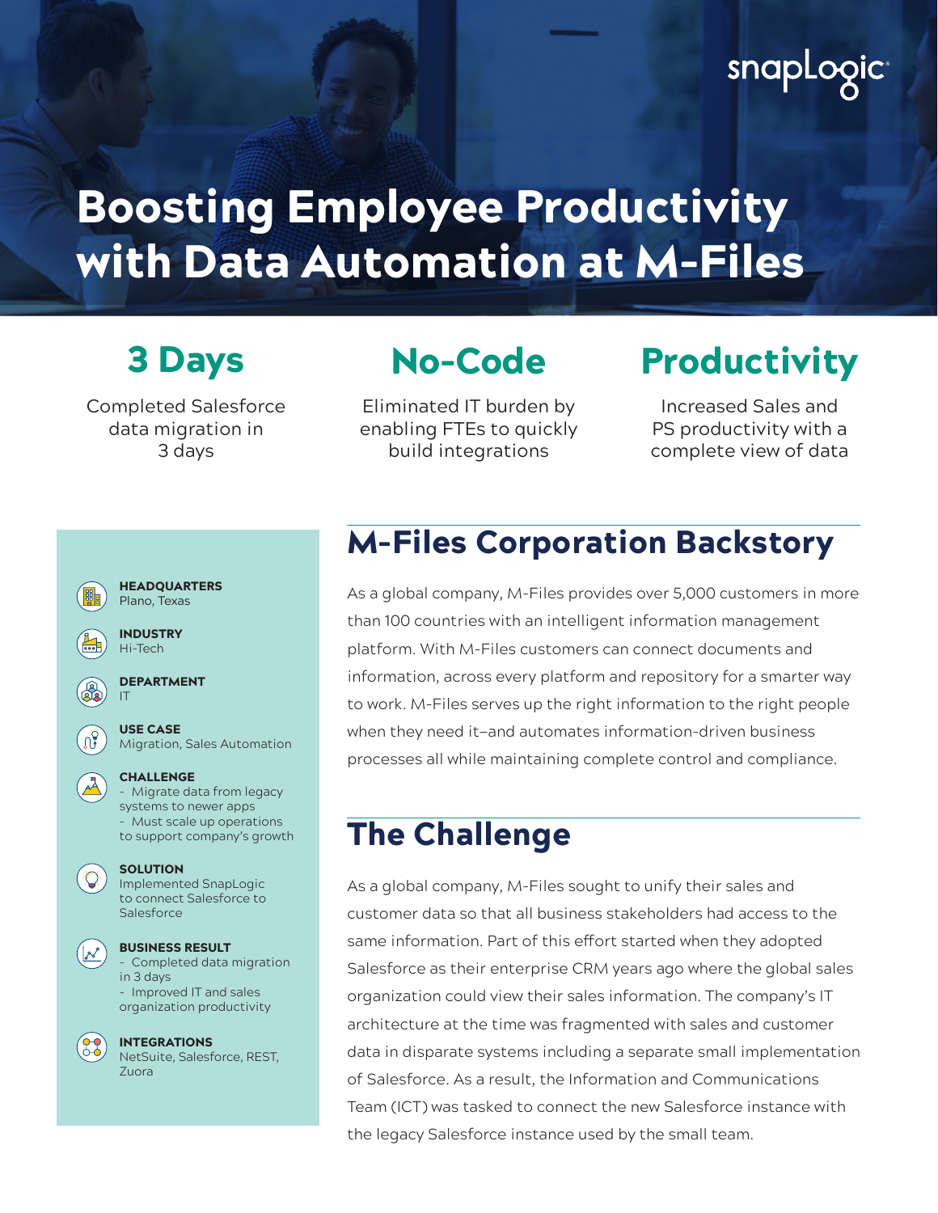snapLogic

# Boosting Employee Productivity with Data Automation at M-Files

## 3 Days

Completed Salesforce data migration in 3 days

## No-Code

Eliminated IT burden by enabling FTEs to quickly build integrations

## Productivity

Increased Sales and PS productivity with a complete view of data

**HEADQUARTERS**
Plano, Texas

**INDUSTRY**
Hi-Tech

**DEPARTMENT**
IT

**USE CASE**
Migration, Sales Automation

**CHALLENGE**
- Migrate data from legacy systems to newer apps
- Must scale up operations to support company's growth

**SOLUTION**
Implemented SnapLogic to connect Salesforce to Salesforce

**BUSINESS RESULT**
- Completed data migration in 3 days
- Improved IT and sales organization productivity

**INTEGRATIONS**
NetSuite, Salesforce, REST, Zuora

## M-Files Corporation Backstory

As a global company, M-Files provides over 5,000 customers in more than 100 countries with an intelligent information management platform. With M-Files customers can connect documents and information, across every platform and repository for a smarter way to work. M-Files serves up the right information to the right people when they need it–and automates information-driven business processes all while maintaining complete control and compliance.

## The Challenge

As a global company, M-Files sought to unify their sales and customer data so that all business stakeholders had access to the same information. Part of this effort started when they adopted Salesforce as their enterprise CRM years ago where the global sales organization could view their sales information. The company's IT architecture at the time was fragmented with sales and customer data in disparate systems including a separate small implementation of Salesforce. As a result, the Information and Communications Team (ICT) was tasked to connect the new Salesforce instance with the legacy Salesforce instance used by the small team.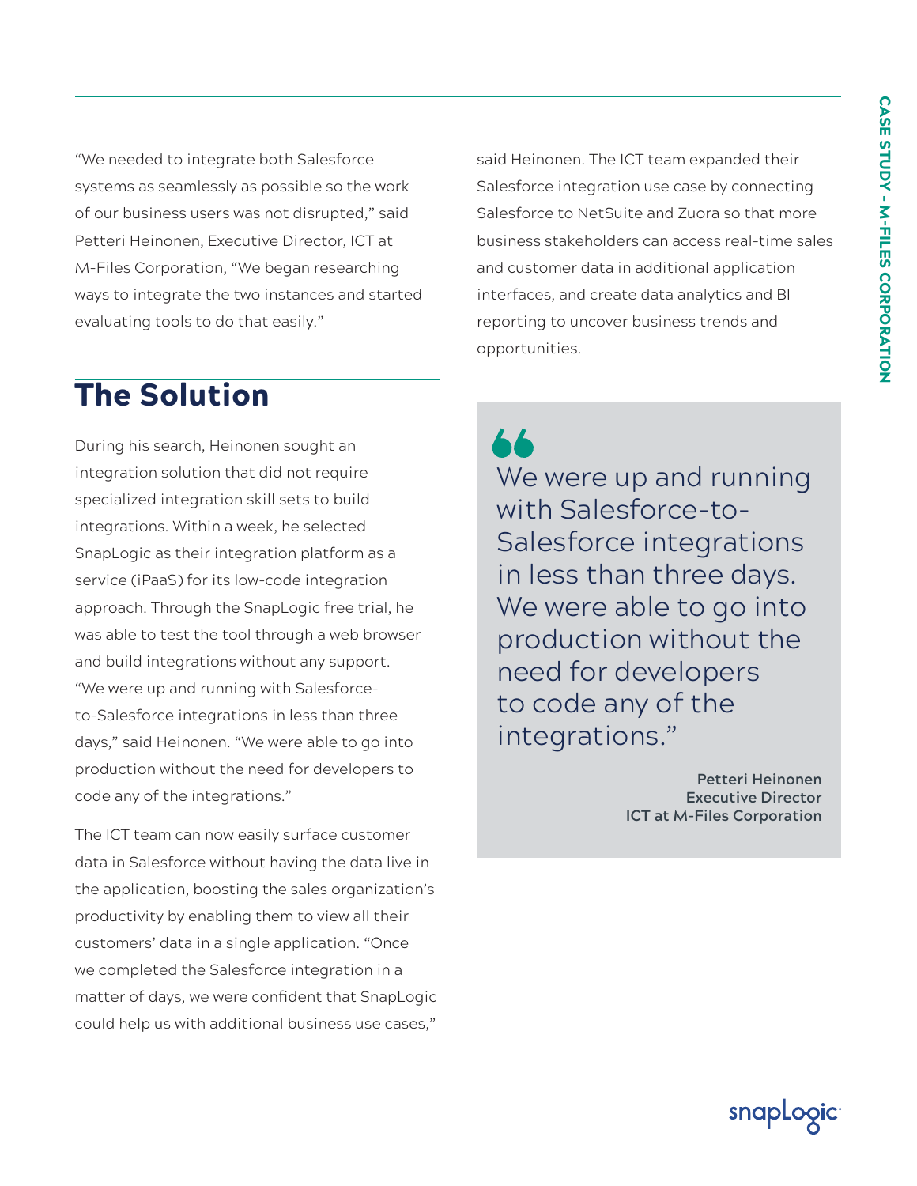"We needed to integrate both Salesforce systems as seamlessly as possible so the work of our business users was not disrupted," said Petteri Heinonen, Executive Director, ICT at M-Files Corporation, "We began researching ways to integrate the two instances and started evaluating tools to do that easily."

## The Solution

During his search, Heinonen sought an integration solution that did not require specialized integration skill sets to build integrations. Within a week, he selected SnapLogic as their integration platform as a service (iPaaS) for its low-code integration approach. Through the SnapLogic free trial, he was able to test the tool through a web browser and build integrations without any support. "We were up and running with Salesforce-to-Salesforce integrations in less than three days," said Heinonen. "We were able to go into production without the need for developers to code any of the integrations."

The ICT team can now easily surface customer data in Salesforce without having the data live in the application, boosting the sales organization's productivity by enabling them to view all their customers' data in a single application. "Once we completed the Salesforce integration in a matter of days, we were confident that SnapLogic could help us with additional business use cases," said Heinonen. The ICT team expanded their Salesforce integration use case by connecting Salesforce to NetSuite and Zuora so that more business stakeholders can access real-time sales and customer data in additional application interfaces, and create data analytics and BI reporting to uncover business trends and opportunities.

> "We were up and running with Salesforce-to-Salesforce integrations in less than three days. We were able to go into production without the need for developers to code any of the integrations."
>
> **Petteri Heinonen**
> **Executive Director**
> **ICT at M-Files Corporation**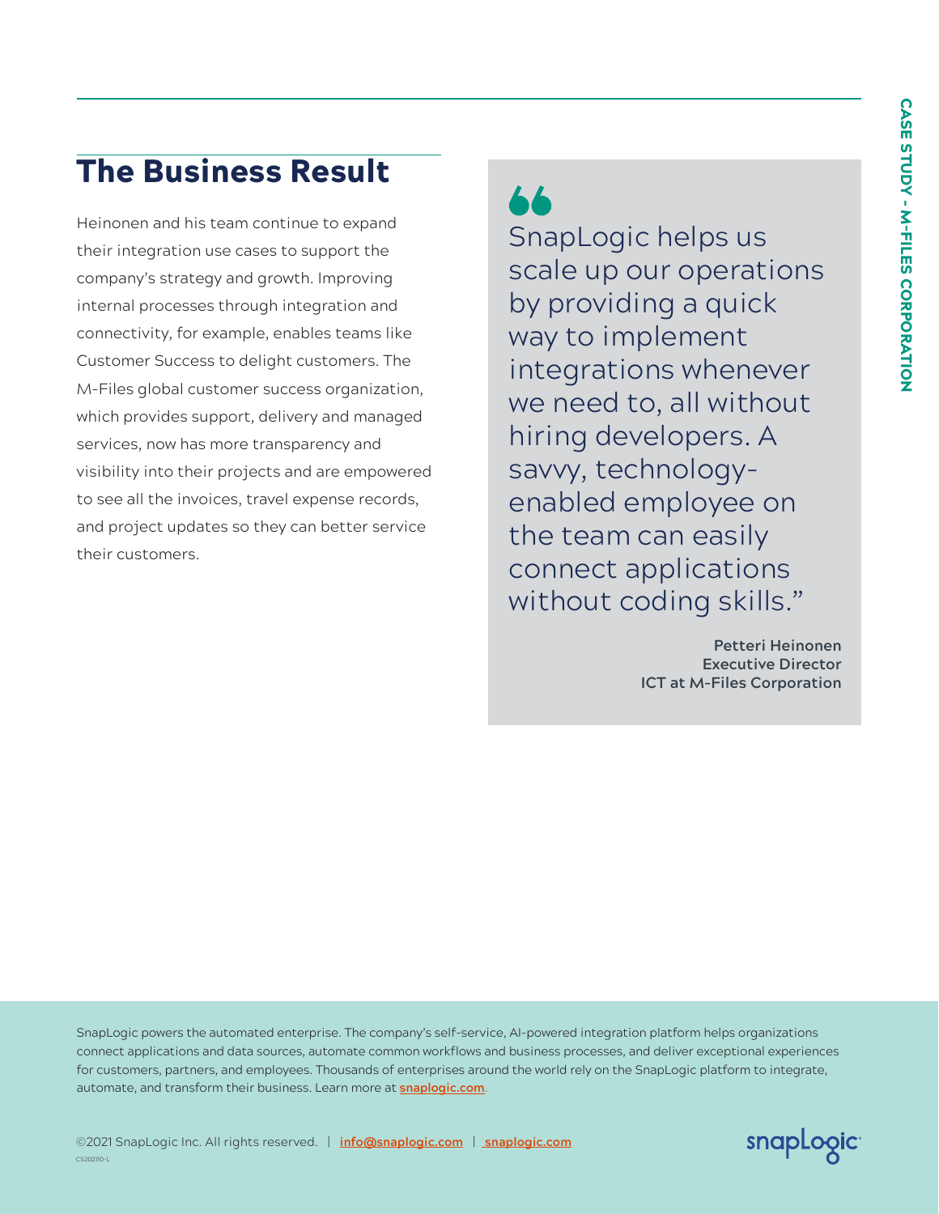## The Business Result

Heinonen and his team continue to expand their integration use cases to support the company's strategy and growth. Improving internal processes through integration and connectivity, for example, enables teams like Customer Success to delight customers. The M-Files global customer success organization, which provides support, delivery and managed services, now has more transparency and visibility into their projects and are empowered to see all the invoices, travel expense records, and project updates so they can better service their customers.

> "SnapLogic helps us scale up our operations by providing a quick way to implement integrations whenever we need to, all without hiring developers. A savvy, technology-enabled employee on the team can easily connect applications without coding skills."
>
> **Petteri Heinonen**
> **Executive Director**
> **ICT at M-Files Corporation**

SnapLogic powers the automated enterprise. The company's self-service, AI-powered integration platform helps organizations connect applications and data sources, automate common workflows and business processes, and deliver exceptional experiences for customers, partners, and employees. Thousands of enterprises around the world rely on the SnapLogic platform to integrate, automate, and transform their business. Learn more at **snaplogic.com**.

©2021 SnapLogic Inc. All rights reserved. | **info@snaplogic.com** | **snaplogic.com**

CS202110-L